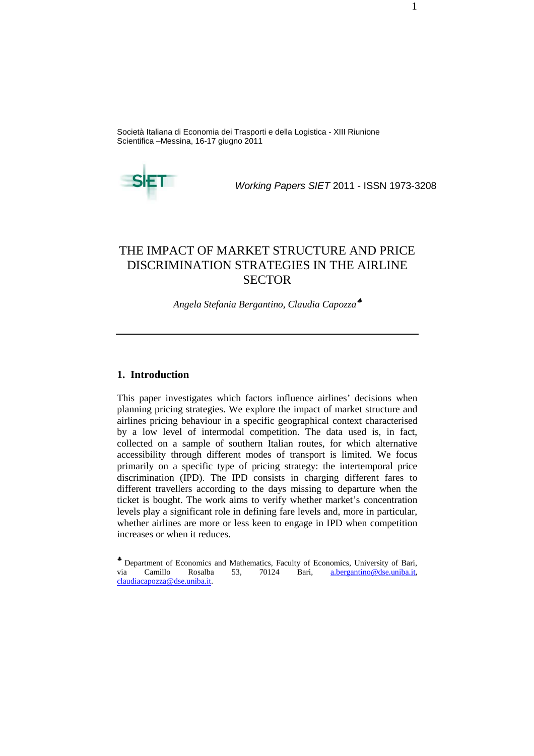Società Italiana di Economia dei Trasporti e della Logistica - XIII Riunione Scientifica –Messina, 16-17 giugno 2011

*Working Papers SIET* 2011 - ISSN 1973-3208

# THE IMPACT OF MARKET STRUCTURE AND PRICE DISCRIMINATION STRATEGIES IN THE AIRLINE SECTOR

*Angela Stefania Bergantino, Claudia Capozza*[♣]

---

## 1. Introduction

This paper investigates which factors influence airlines' decisions when planning pricing strategies. We explore the impact of market structure and airlines pricing behaviour in a specific geographical context characterised by a low level of intermodal competition. The data used is, in fact, collected on a sample of southern Italian routes, for which alternative accessibility through different modes of transport is limited. We focus primarily on a specific type of pricing strategy: the intertemporal price discrimination (IPD). The IPD consists in charging different fares to different travellers according to the days missing to departure when the ticket is bought. The work aims to verify whether market's concentration levels play a significant role in defining fare levels and, more in particular, whether airlines are more or less keen to engage in IPD when competition increases or when it reduces.

[♣] Department of Economics and Mathematics, Faculty of Economics, University of Bari, via Camillo Rosalba 53, 70124 Bari, a.bergantino@dse.uniba.it, claudiacapozza@dse.uniba.it.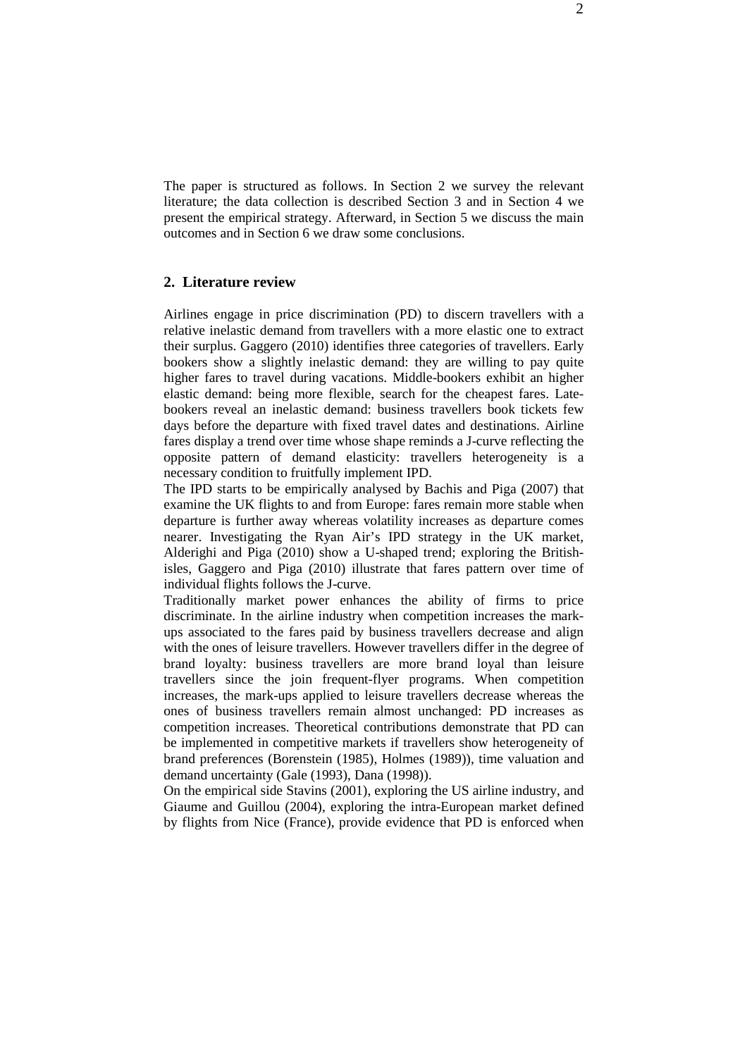The paper is structured as follows. In Section 2 we survey the relevant literature; the data collection is described Section 3 and in Section 4 we present the empirical strategy. Afterward, in Section 5 we discuss the main outcomes and in Section 6 we draw some conclusions.

## 2. Literature review

Airlines engage in price discrimination (PD) to discern travellers with a relative inelastic demand from travellers with a more elastic one to extract their surplus. Gaggero (2010) identifies three categories of travellers. Early bookers show a slightly inelastic demand: they are willing to pay quite higher fares to travel during vacations. Middle-bookers exhibit an higher elastic demand: being more flexible, search for the cheapest fares. Late-bookers reveal an inelastic demand: business travellers book tickets few days before the departure with fixed travel dates and destinations. Airline fares display a trend over time whose shape reminds a J-curve reflecting the opposite pattern of demand elasticity: travellers heterogeneity is a necessary condition to fruitfully implement IPD.

The IPD starts to be empirically analysed by Bachis and Piga (2007) that examine the UK flights to and from Europe: fares remain more stable when departure is further away whereas volatility increases as departure comes nearer. Investigating the Ryan Air's IPD strategy in the UK market, Alderighi and Piga (2010) show a U-shaped trend; exploring the British-isles, Gaggero and Piga (2010) illustrate that fares pattern over time of individual flights follows the J-curve.

Traditionally market power enhances the ability of firms to price discriminate. In the airline industry when competition increases the mark-ups associated to the fares paid by business travellers decrease and align with the ones of leisure travellers. However travellers differ in the degree of brand loyalty: business travellers are more brand loyal than leisure travellers since the join frequent-flyer programs. When competition increases, the mark-ups applied to leisure travellers decrease whereas the ones of business travellers remain almost unchanged: PD increases as competition increases. Theoretical contributions demonstrate that PD can be implemented in competitive markets if travellers show heterogeneity of brand preferences (Borenstein (1985), Holmes (1989)), time valuation and demand uncertainty (Gale (1993), Dana (1998)).

On the empirical side Stavins (2001), exploring the US airline industry, and Giaume and Guillou (2004), exploring the intra-European market defined by flights from Nice (France), provide evidence that PD is enforced when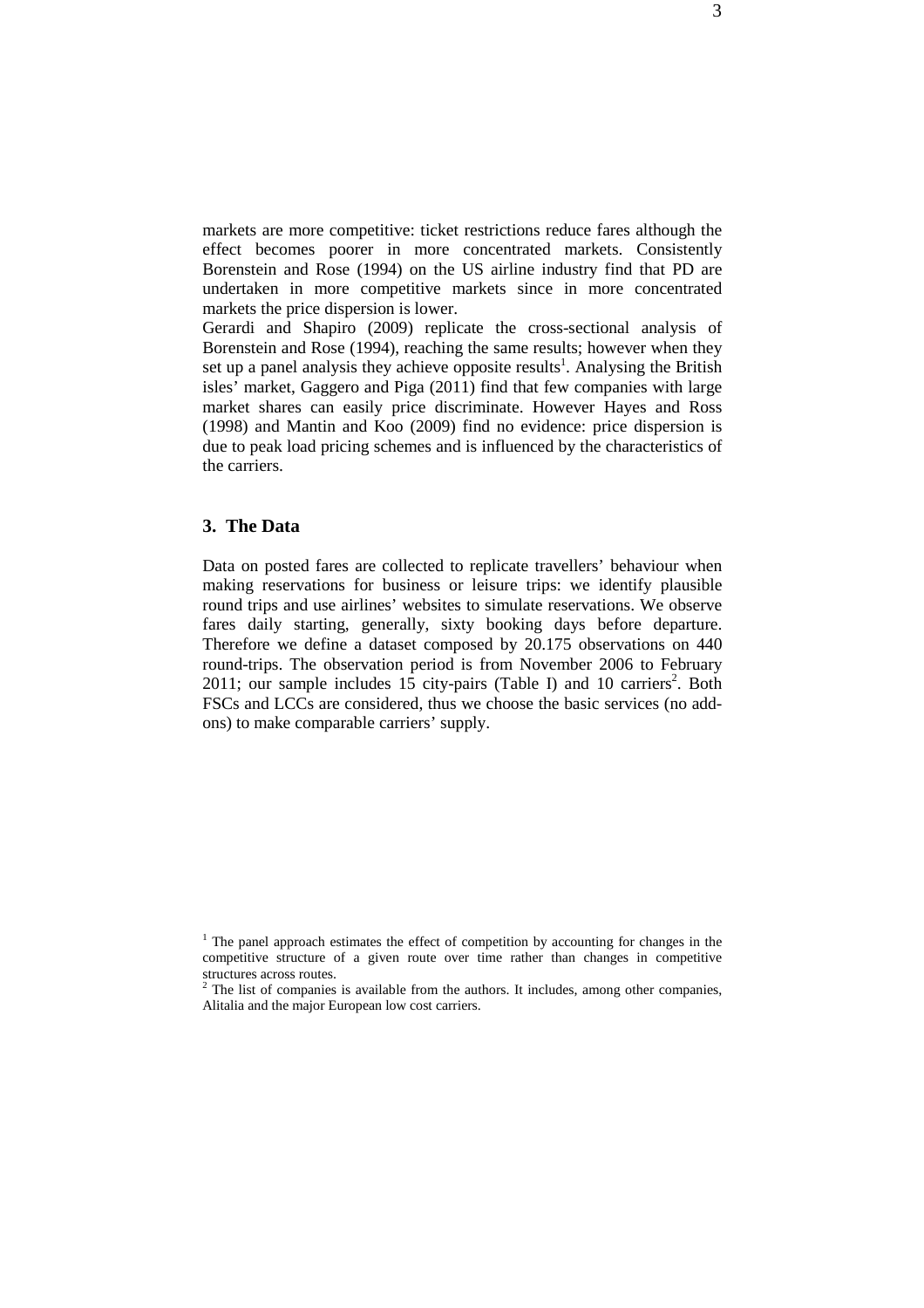markets are more competitive: ticket restrictions reduce fares although the effect becomes poorer in more concentrated markets. Consistently Borenstein and Rose (1994) on the US airline industry find that PD are undertaken in more competitive markets since in more concentrated markets the price dispersion is lower.

Gerardi and Shapiro (2009) replicate the cross-sectional analysis of Borenstein and Rose (1994), reaching the same results; however when they set up a panel analysis they achieve opposite results[1]. Analysing the British isles' market, Gaggero and Piga (2011) find that few companies with large market shares can easily price discriminate. However Hayes and Ross (1998) and Mantin and Koo (2009) find no evidence: price dispersion is due to peak load pricing schemes and is influenced by the characteristics of the carriers.

## 3. The Data

Data on posted fares are collected to replicate travellers' behaviour when making reservations for business or leisure trips: we identify plausible round trips and use airlines' websites to simulate reservations. We observe fares daily starting, generally, sixty booking days before departure. Therefore we define a dataset composed by 20.175 observations on 440 round-trips. The observation period is from November 2006 to February 2011; our sample includes 15 city-pairs (Table I) and 10 carriers[2]. Both FSCs and LCCs are considered, thus we choose the basic services (no add-ons) to make comparable carriers' supply.

---

[1] The panel approach estimates the effect of competition by accounting for changes in the competitive structure of a given route over time rather than changes in competitive structures across routes.

[2] The list of companies is available from the authors. It includes, among other companies, Alitalia and the major European low cost carriers.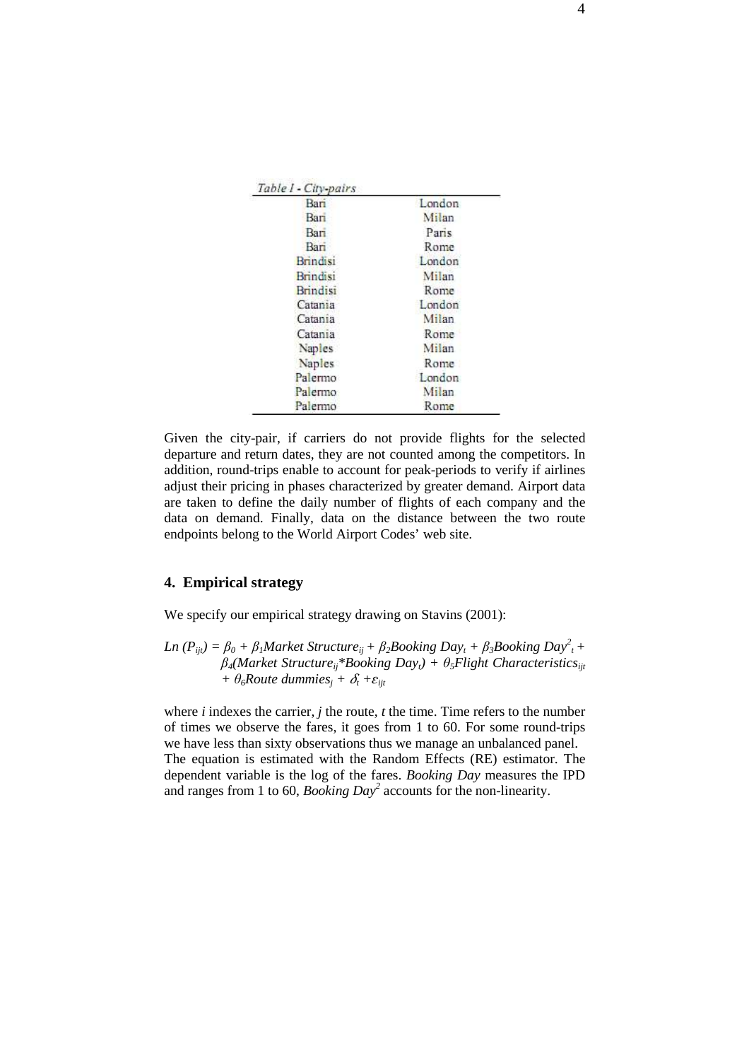*Table I - City-pairs*

| | |
|---|---|
| Bari | London |
| Bari | Milan |
| Bari | Paris |
| Bari | Rome |
| Brindisi | London |
| Brindisi | Milan |
| Brindisi | Rome |
| Catania | London |
| Catania | Milan |
| Catania | Rome |
| Naples | Milan |
| Naples | Rome |
| Palermo | London |
| Palermo | Milan |
| Palermo | Rome |

Given the city-pair, if carriers do not provide flights for the selected departure and return dates, they are not counted among the competitors. In addition, round-trips enable to account for peak-periods to verify if airlines adjust their pricing in phases characterized by greater demand. Airport data are taken to define the daily number of flights of each company and the data on demand. Finally, data on the distance between the two route endpoints belong to the World Airport Codes' web site.

## 4. Empirical strategy

We specify our empirical strategy drawing on Stavins (2001):

$$Ln\,(P_{ijt}) = \beta_0 + \beta_1 Market\ Structure_{ij} + \beta_2 Booking\ Day_t + \beta_3 Booking\ Day^2_t + \beta_4(Market\ Structure_{ij} * Booking\ Day_t) + \theta_5 Flight\ Characteristics_{ijt} + \theta_6 Route\ dummies_j + \delta_t + \varepsilon_{ijt}$$

where $i$ indexes the carrier, $j$ the route, $t$ the time. Time refers to the number of times we observe the fares, it goes from 1 to 60. For some round-trips we have less than sixty observations thus we manage an unbalanced panel. The equation is estimated with the Random Effects (RE) estimator. The dependent variable is the log of the fares. *Booking Day* measures the IPD and ranges from 1 to 60, *Booking Day*$^2$ accounts for the non-linearity.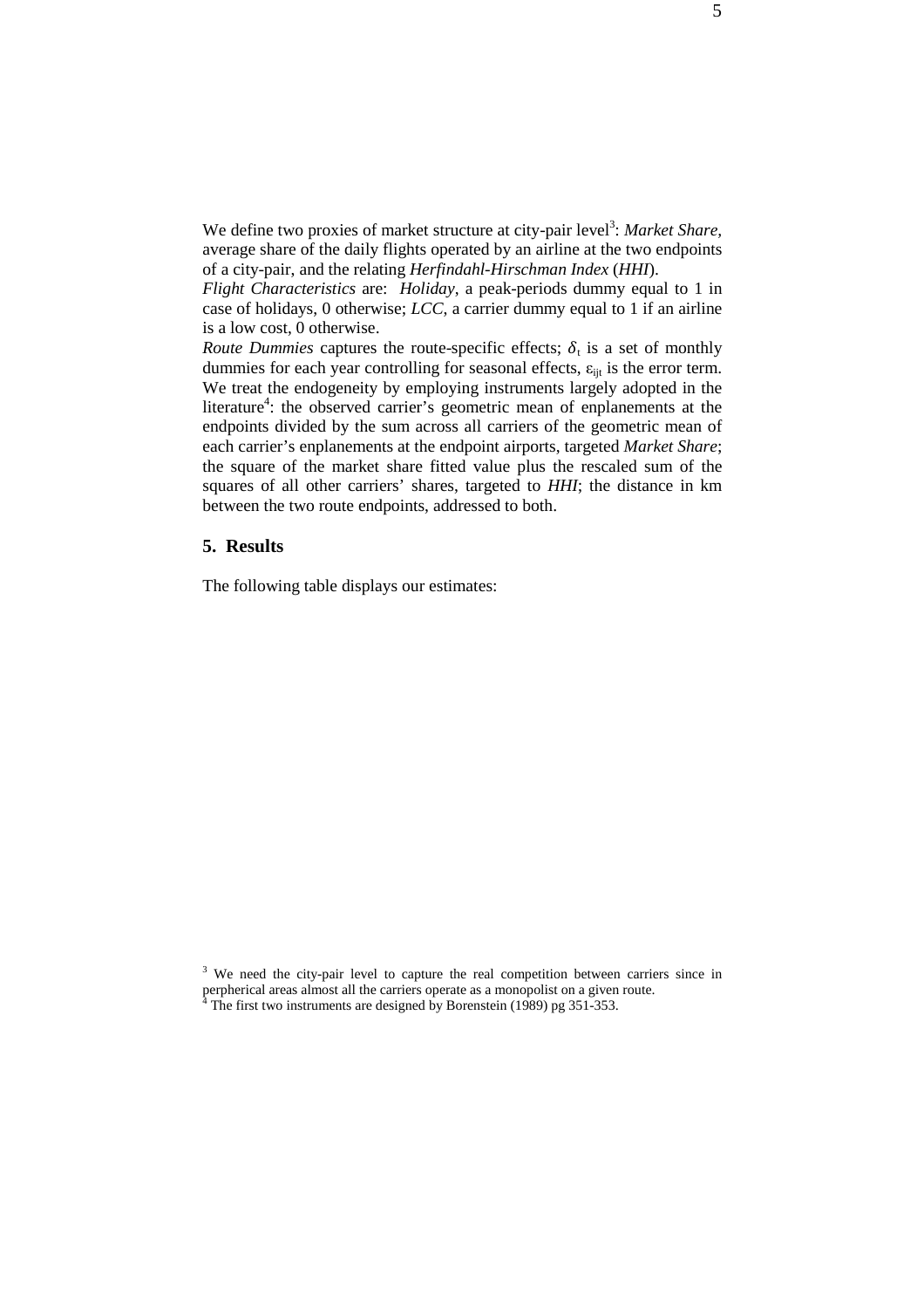We define two proxies of market structure at city-pair level[3]: *Market Share*, average share of the daily flights operated by an airline at the two endpoints of a city-pair, and the relating *Herfindahl-Hirschman Index* (*HHI*).

*Flight Characteristics* are: *Holiday*, a peak-periods dummy equal to 1 in case of holidays, 0 otherwise; *LCC*, a carrier dummy equal to 1 if an airline is a low cost, 0 otherwise.

*Route Dummies* captures the route-specific effects; $\delta_t$ is a set of monthly dummies for each year controlling for seasonal effects, $\varepsilon_{ijt}$ is the error term. We treat the endogeneity by employing instruments largely adopted in the literature[4]: the observed carrier's geometric mean of enplanements at the endpoints divided by the sum across all carriers of the geometric mean of each carrier's enplanements at the endpoint airports, targeted *Market Share*; the square of the market share fitted value plus the rescaled sum of the squares of all other carriers' shares, targeted to *HHI*; the distance in km between the two route endpoints, addressed to both.

## 5. Results

The following table displays our estimates:

[3] We need the city-pair level to capture the real competition between carriers since in perpherical areas almost all the carriers operate as a monopolist on a given route.

[4] The first two instruments are designed by Borenstein (1989) pg 351-353.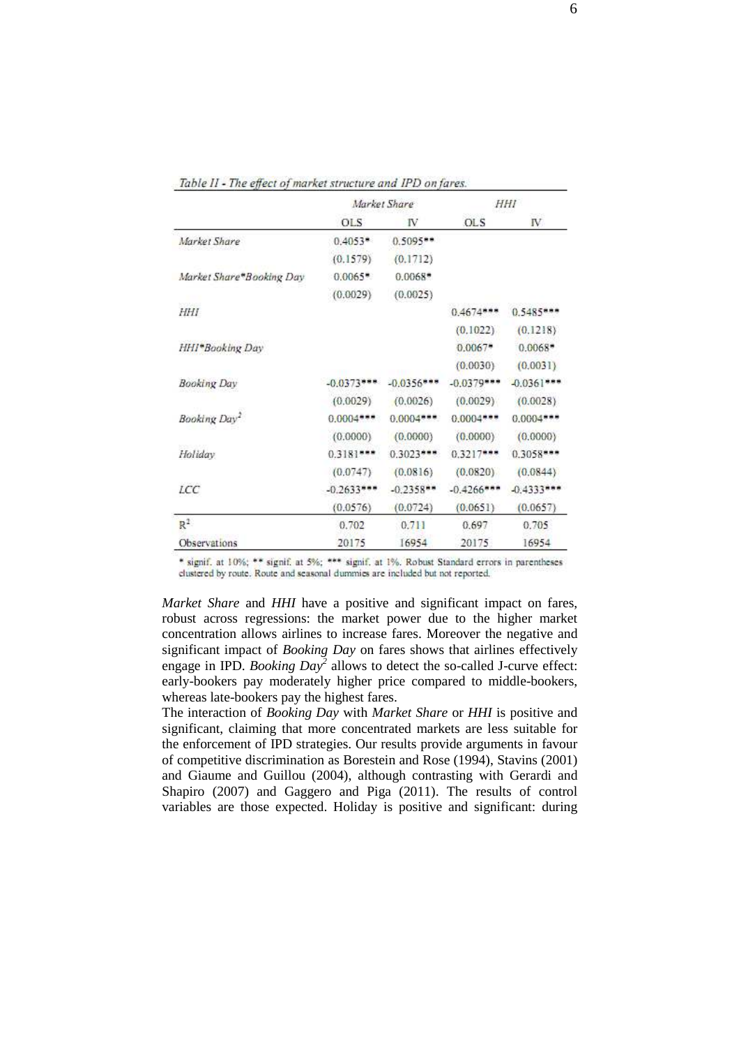*Table II - The effect of market structure and IPD on fares.*

| | *Market Share* | | *HHI* | |
|---|---|---|---|---|
| | OLS | IV | OLS | IV |
| *Market Share* | 0.4053* | 0.5095** | | |
| | (0.1579) | (0.1712) | | |
| *Market Share*\*Booking Day* | 0.0065* | 0.0068* | | |
| | (0.0029) | (0.0025) | | |
| *HHI* | | | 0.4674*** | 0.5485*** |
| | | | (0.1022) | (0.1218) |
| *HHI*\*Booking Day* | | | 0.0067* | 0.0068* |
| | | | (0.0030) | (0.0031) |
| *Booking Day* | -0.0373*** | -0.0356*** | -0.0379*** | -0.0361*** |
| | (0.0029) | (0.0026) | (0.0029) | (0.0028) |
| *Booking Day*$^2$ | 0.0004*** | 0.0004*** | 0.0004*** | 0.0004*** |
| | (0.0000) | (0.0000) | (0.0000) | (0.0000) |
| *Holiday* | 0.3181*** | 0.3023*** | 0.3217*** | 0.3058*** |
| | (0.0747) | (0.0816) | (0.0820) | (0.0844) |
| *LCC* | -0.2633*** | -0.2358** | -0.4266*** | -0.4333*** |
| | (0.0576) | (0.0724) | (0.0651) | (0.0657) |
| $R^2$ | 0.702 | 0.711 | 0.697 | 0.705 |
| Observations | 20175 | 16954 | 20175 | 16954 |

\* signif. at 10%; ** signif. at 5%; *** signif. at 1%. Robust Standard errors in parentheses clustered by route. Route and seasonal dummies are included but not reported.

*Market Share* and *HHI* have a positive and significant impact on fares, robust across regressions: the market power due to the higher market concentration allows airlines to increase fares. Moreover the negative and significant impact of *Booking Day* on fares shows that airlines effectively engage in IPD. *Booking Day*$^2$ allows to detect the so-called J-curve effect: early-bookers pay moderately higher price compared to middle-bookers, whereas late-bookers pay the highest fares.

The interaction of *Booking Day* with *Market Share* or *HHI* is positive and significant, claiming that more concentrated markets are less suitable for the enforcement of IPD strategies. Our results provide arguments in favour of competitive discrimination as Borestein and Rose (1994), Stavins (2001) and Giaume and Guillou (2004), although contrasting with Gerardi and Shapiro (2007) and Gaggero and Piga (2011). The results of control variables are those expected. Holiday is positive and significant: during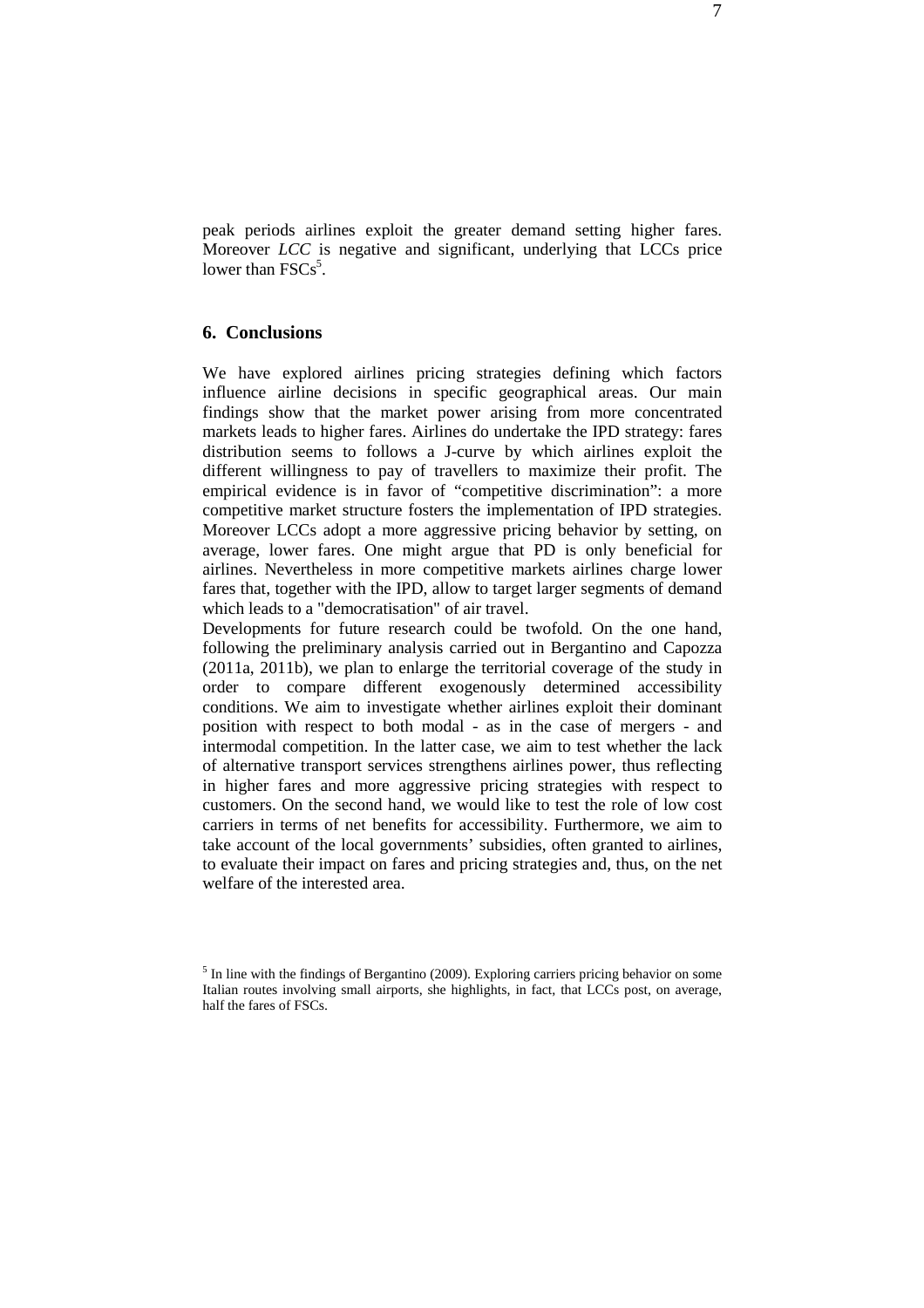peak periods airlines exploit the greater demand setting higher fares. Moreover *LCC* is negative and significant, underlying that LCCs price lower than FSCs[5].

## 6. Conclusions

We have explored airlines pricing strategies defining which factors influence airline decisions in specific geographical areas. Our main findings show that the market power arising from more concentrated markets leads to higher fares. Airlines do undertake the IPD strategy: fares distribution seems to follows a J-curve by which airlines exploit the different willingness to pay of travellers to maximize their profit. The empirical evidence is in favor of "competitive discrimination": a more competitive market structure fosters the implementation of IPD strategies. Moreover LCCs adopt a more aggressive pricing behavior by setting, on average, lower fares. One might argue that PD is only beneficial for airlines. Nevertheless in more competitive markets airlines charge lower fares that, together with the IPD, allow to target larger segments of demand which leads to a "democratisation" of air travel.

Developments for future research could be twofold. On the one hand, following the preliminary analysis carried out in Bergantino and Capozza (2011a, 2011b), we plan to enlarge the territorial coverage of the study in order to compare different exogenously determined accessibility conditions. We aim to investigate whether airlines exploit their dominant position with respect to both modal - as in the case of mergers - and intermodal competition. In the latter case, we aim to test whether the lack of alternative transport services strengthens airlines power, thus reflecting in higher fares and more aggressive pricing strategies with respect to customers. On the second hand, we would like to test the role of low cost carriers in terms of net benefits for accessibility. Furthermore, we aim to take account of the local governments' subsidies, often granted to airlines, to evaluate their impact on fares and pricing strategies and, thus, on the net welfare of the interested area.

[5] In line with the findings of Bergantino (2009). Exploring carriers pricing behavior on some Italian routes involving small airports, she highlights, in fact, that LCCs post, on average, half the fares of FSCs.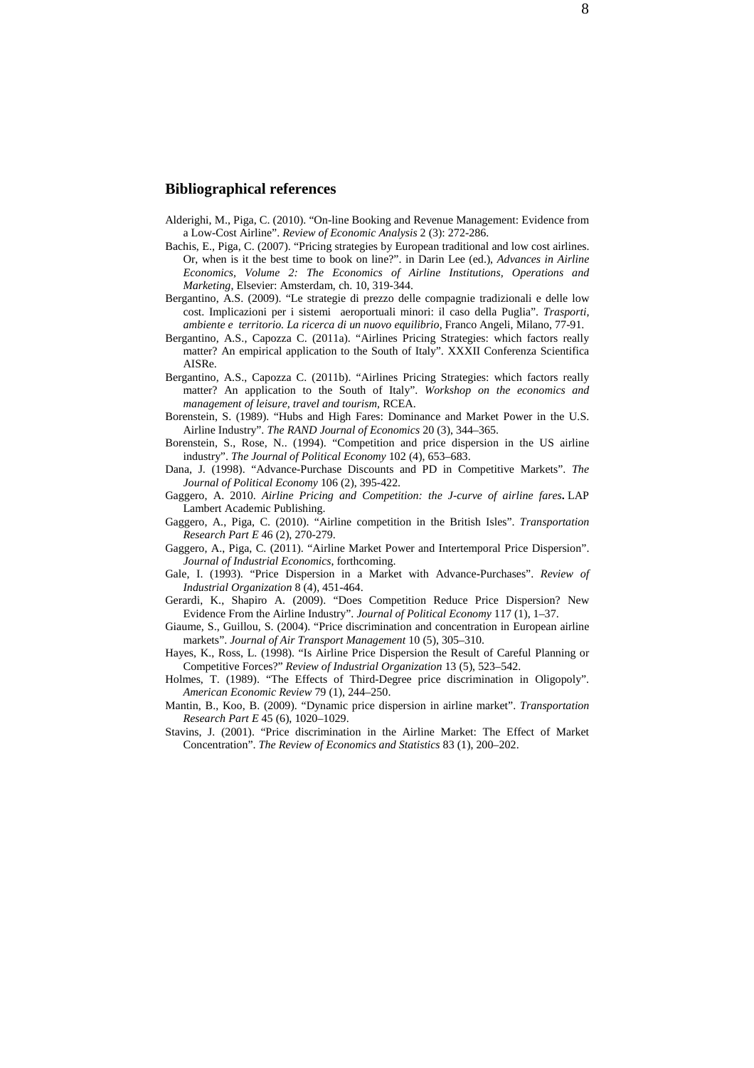## Bibliographical references

Alderighi, M., Piga, C. (2010). "On-line Booking and Revenue Management: Evidence from a Low-Cost Airline". *Review of Economic Analysis* 2 (3): 272-286.

Bachis, E., Piga, C. (2007). "Pricing strategies by European traditional and low cost airlines. Or, when is it the best time to book on line?". in Darin Lee (ed.), *Advances in Airline Economics, Volume 2: The Economics of Airline Institutions, Operations and Marketing*, Elsevier: Amsterdam, ch. 10, 319-344.

Bergantino, A.S. (2009). "Le strategie di prezzo delle compagnie tradizionali e delle low cost. Implicazioni per i sistemi aeroportuali minori: il caso della Puglia". *Trasporti, ambiente e territorio. La ricerca di un nuovo equilibrio*, Franco Angeli, Milano, 77-91.

Bergantino, A.S., Capozza C. (2011a). "Airlines Pricing Strategies: which factors really matter? An empirical application to the South of Italy". XXXII Conferenza Scientifica AISRe.

Bergantino, A.S., Capozza C. (2011b). "Airlines Pricing Strategies: which factors really matter? An application to the South of Italy". *Workshop on the economics and management of leisure, travel and tourism*, RCEA.

Borenstein, S. (1989). "Hubs and High Fares: Dominance and Market Power in the U.S. Airline Industry". *The RAND Journal of Economics* 20 (3), 344–365.

Borenstein, S., Rose, N.. (1994). "Competition and price dispersion in the US airline industry". *The Journal of Political Economy* 102 (4), 653–683.

Dana, J. (1998). "Advance-Purchase Discounts and PD in Competitive Markets". *The Journal of Political Economy* 106 (2), 395-422.

Gaggero, A. 2010. *Airline Pricing and Competition: the J-curve of airline fares*. LAP Lambert Academic Publishing.

Gaggero, A., Piga, C. (2010). "Airline competition in the British Isles". *Transportation Research Part E* 46 (2), 270-279.

Gaggero, A., Piga, C. (2011). "Airline Market Power and Intertemporal Price Dispersion". *Journal of Industrial Economics*, forthcoming.

Gale, I. (1993). "Price Dispersion in a Market with Advance-Purchases". *Review of Industrial Organization* 8 (4), 451-464.

Gerardi, K., Shapiro A. (2009). "Does Competition Reduce Price Dispersion? New Evidence From the Airline Industry". *Journal of Political Economy* 117 (1), 1–37.

Giaume, S., Guillou, S. (2004). "Price discrimination and concentration in European airline markets". *Journal of Air Transport Management* 10 (5), 305–310.

Hayes, K., Ross, L. (1998). "Is Airline Price Dispersion the Result of Careful Planning or Competitive Forces?" *Review of Industrial Organization* 13 (5), 523–542.

Holmes, T. (1989). "The Effects of Third-Degree price discrimination in Oligopoly". *American Economic Review* 79 (1), 244–250.

Mantin, B., Koo, B. (2009). "Dynamic price dispersion in airline market". *Transportation Research Part E* 45 (6), 1020–1029.

Stavins, J. (2001). "Price discrimination in the Airline Market: The Effect of Market Concentration". *The Review of Economics and Statistics* 83 (1), 200–202.